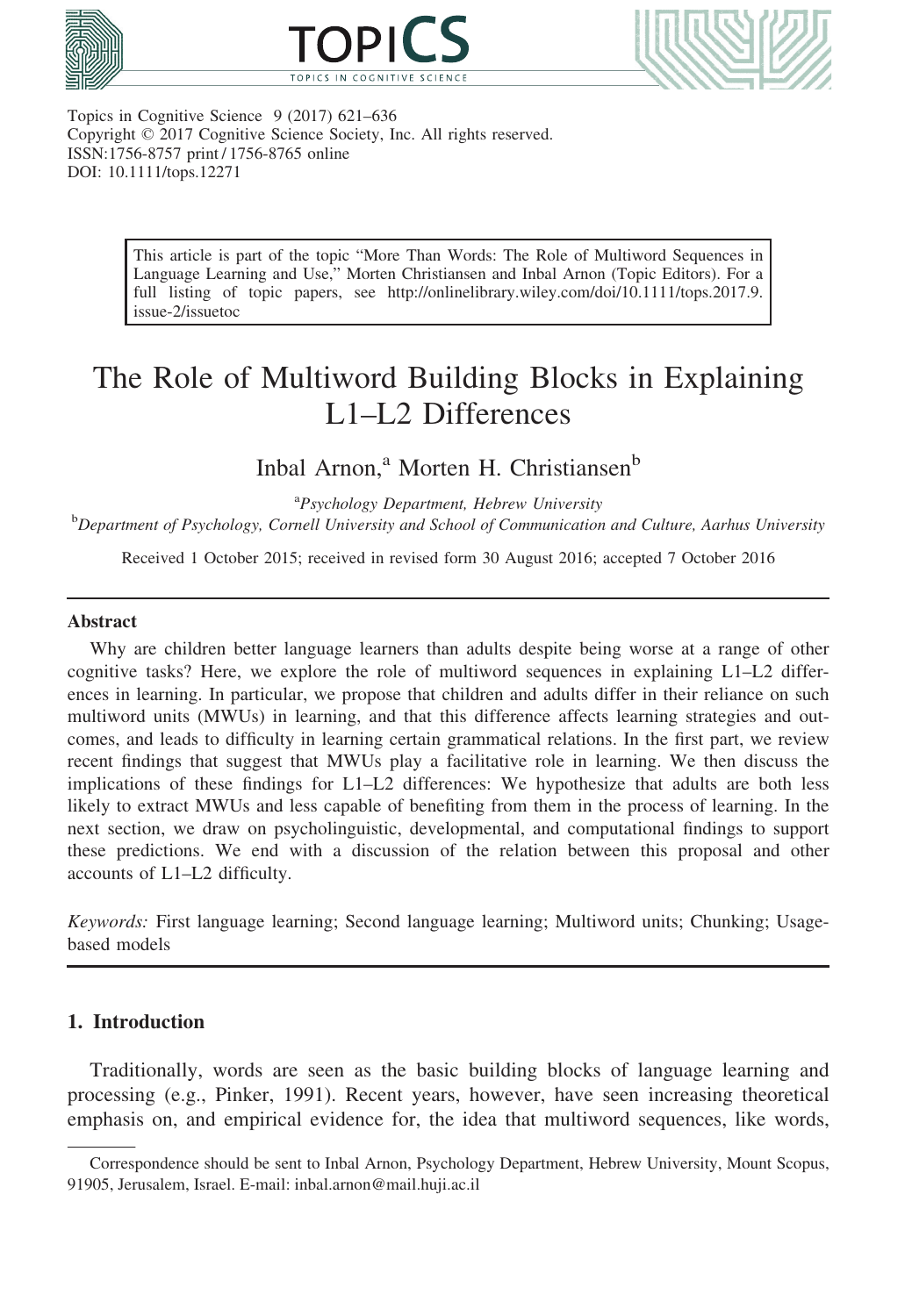Topics in Cognitive Science 9 (2017) 621–636
Copyright © 2017 Cognitive Science Society, Inc. All rights reserved.
ISSN:1756-8757 print / 1756-8765 online
DOI: 10.1111/tops.12271

> This article is part of the topic "More Than Words: The Role of Multiword Sequences in Language Learning and Use," Morten Christiansen and Inbal Arnon (Topic Editors). For a full listing of topic papers, see http://onlinelibrary.wiley.com/doi/10.1111/tops.2017.9.issue-2/issuetoc

# The Role of Multiword Building Blocks in Explaining L1–L2 Differences

Inbal Arnon,[a] Morten H. Christiansen[b]

[a] *Psychology Department, Hebrew University*
[b] *Department of Psychology, Cornell University and School of Communication and Culture, Aarhus University*

Received 1 October 2015; received in revised form 30 August 2016; accepted 7 October 2016

## Abstract

Why are children better language learners than adults despite being worse at a range of other cognitive tasks? Here, we explore the role of multiword sequences in explaining L1–L2 differences in learning. In particular, we propose that children and adults differ in their reliance on such multiword units (MWUs) in learning, and that this difference affects learning strategies and outcomes, and leads to difficulty in learning certain grammatical relations. In the first part, we review recent findings that suggest that MWUs play a facilitative role in learning. We then discuss the implications of these findings for L1–L2 differences: We hypothesize that adults are both less likely to extract MWUs and less capable of benefiting from them in the process of learning. In the next section, we draw on psycholinguistic, developmental, and computational findings to support these predictions. We end with a discussion of the relation between this proposal and other accounts of L1–L2 difficulty.

*Keywords:* First language learning; Second language learning; Multiword units; Chunking; Usage-based models

## 1. Introduction

Traditionally, words are seen as the basic building blocks of language learning and processing (e.g., Pinker, 1991). Recent years, however, have seen increasing theoretical emphasis on, and empirical evidence for, the idea that multiword sequences, like words,

---

Correspondence should be sent to Inbal Arnon, Psychology Department, Hebrew University, Mount Scopus, 91905, Jerusalem, Israel. E-mail: inbal.arnon@mail.huji.ac.il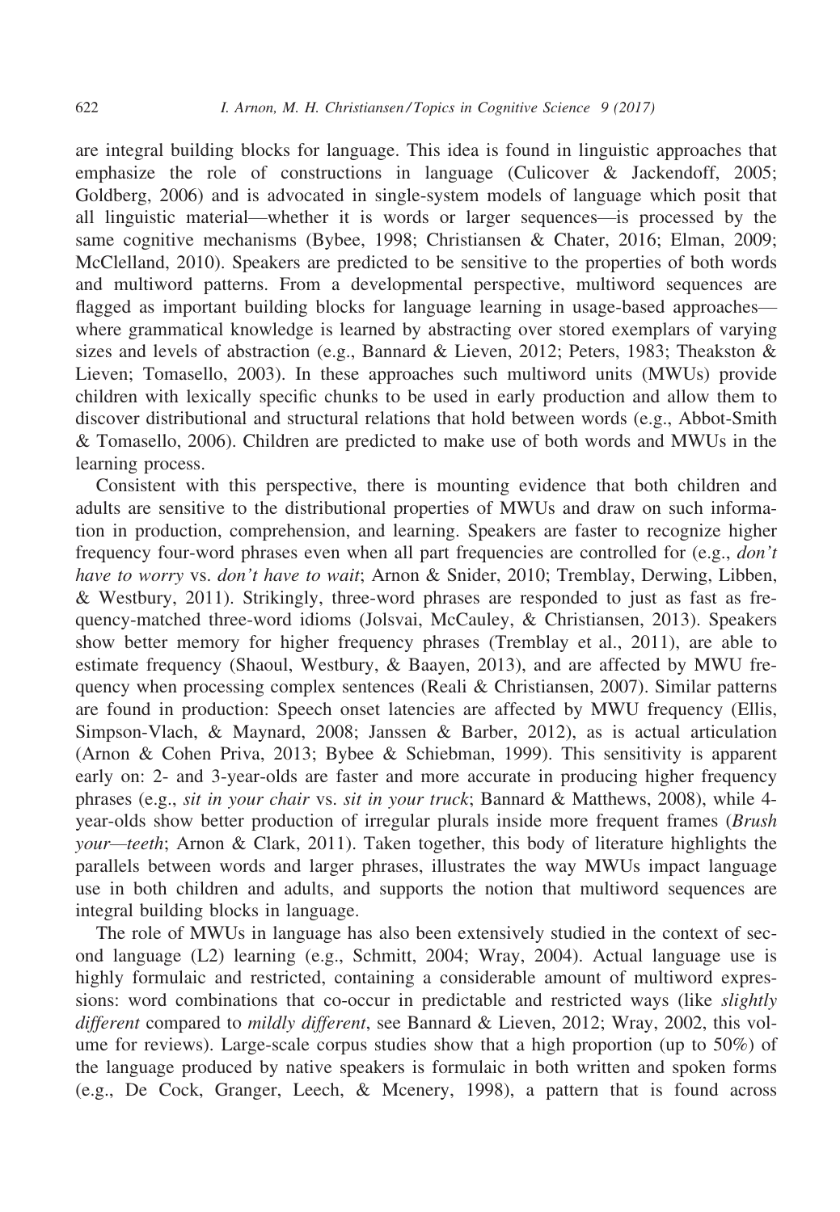are integral building blocks for language. This idea is found in linguistic approaches that emphasize the role of constructions in language (Culicover & Jackendoff, 2005; Goldberg, 2006) and is advocated in single-system models of language which posit that all linguistic material—whether it is words or larger sequences—is processed by the same cognitive mechanisms (Bybee, 1998; Christiansen & Chater, 2016; Elman, 2009; McClelland, 2010). Speakers are predicted to be sensitive to the properties of both words and multiword patterns. From a developmental perspective, multiword sequences are flagged as important building blocks for language learning in usage-based approaches—where grammatical knowledge is learned by abstracting over stored exemplars of varying sizes and levels of abstraction (e.g., Bannard & Lieven, 2012; Peters, 1983; Theakston & Lieven; Tomasello, 2003). In these approaches such multiword units (MWUs) provide children with lexically specific chunks to be used in early production and allow them to discover distributional and structural relations that hold between words (e.g., Abbot-Smith & Tomasello, 2006). Children are predicted to make use of both words and MWUs in the learning process.

Consistent with this perspective, there is mounting evidence that both children and adults are sensitive to the distributional properties of MWUs and draw on such information in production, comprehension, and learning. Speakers are faster to recognize higher frequency four-word phrases even when all part frequencies are controlled for (e.g., *don't have to worry* vs. *don't have to wait*; Arnon & Snider, 2010; Tremblay, Derwing, Libben, & Westbury, 2011). Strikingly, three-word phrases are responded to just as fast as frequency-matched three-word idioms (Jolsvai, McCauley, & Christiansen, 2013). Speakers show better memory for higher frequency phrases (Tremblay et al., 2011), are able to estimate frequency (Shaoul, Westbury, & Baayen, 2013), and are affected by MWU frequency when processing complex sentences (Reali & Christiansen, 2007). Similar patterns are found in production: Speech onset latencies are affected by MWU frequency (Ellis, Simpson-Vlach, & Maynard, 2008; Janssen & Barber, 2012), as is actual articulation (Arnon & Cohen Priva, 2013; Bybee & Schiebman, 1999). This sensitivity is apparent early on: 2- and 3-year-olds are faster and more accurate in producing higher frequency phrases (e.g., *sit in your chair* vs. *sit in your truck*; Bannard & Matthews, 2008), while 4-year-olds show better production of irregular plurals inside more frequent frames (*Brush your—teeth*; Arnon & Clark, 2011). Taken together, this body of literature highlights the parallels between words and larger phrases, illustrates the way MWUs impact language use in both children and adults, and supports the notion that multiword sequences are integral building blocks in language.

The role of MWUs in language has also been extensively studied in the context of second language (L2) learning (e.g., Schmitt, 2004; Wray, 2004). Actual language use is highly formulaic and restricted, containing a considerable amount of multiword expressions: word combinations that co-occur in predictable and restricted ways (like *slightly different* compared to *mildly different*, see Bannard & Lieven, 2012; Wray, 2002, this volume for reviews). Large-scale corpus studies show that a high proportion (up to 50%) of the language produced by native speakers is formulaic in both written and spoken forms (e.g., De Cock, Granger, Leech, & Mcenery, 1998), a pattern that is found across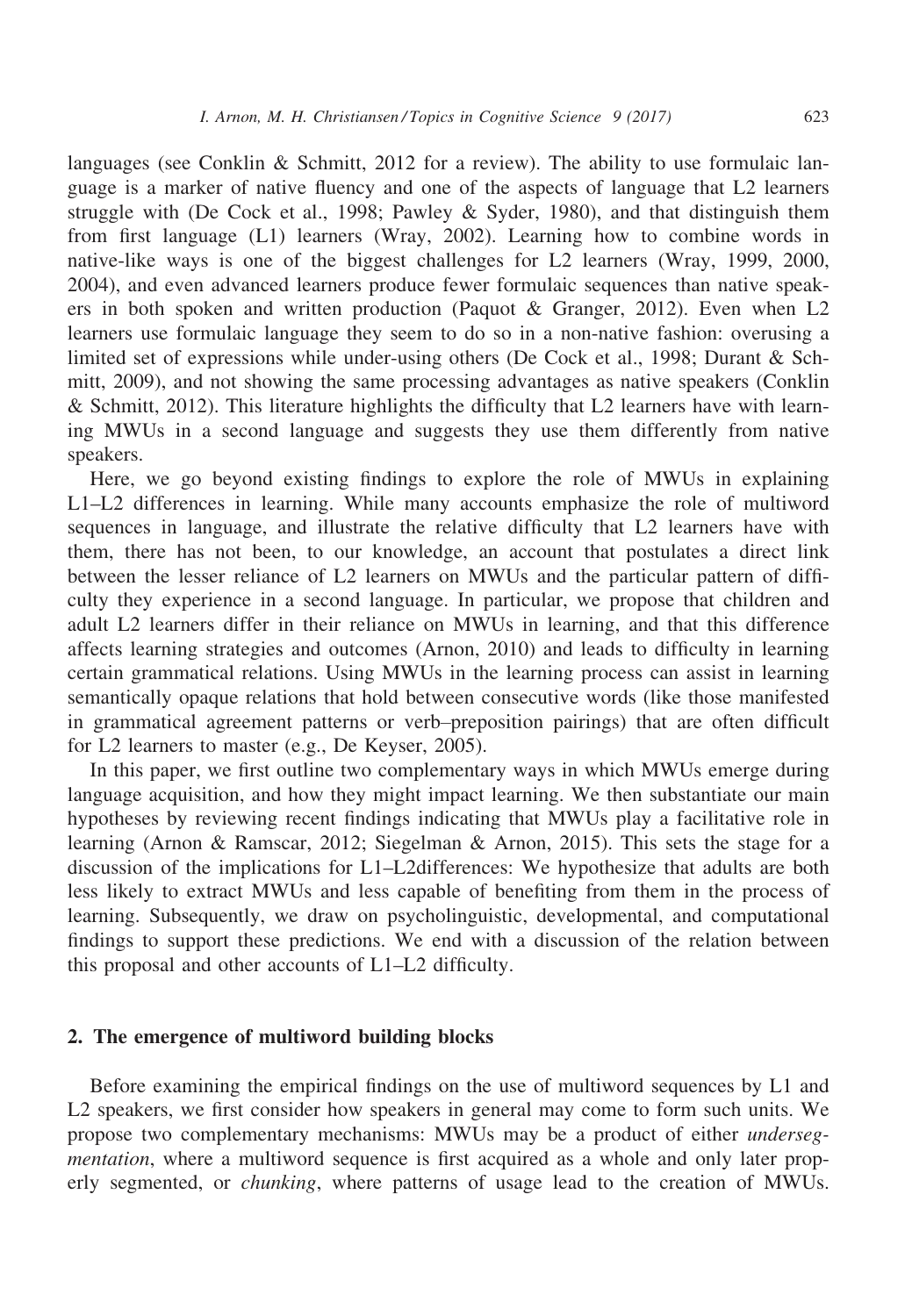languages (see Conklin & Schmitt, 2012 for a review). The ability to use formulaic language is a marker of native fluency and one of the aspects of language that L2 learners struggle with (De Cock et al., 1998; Pawley & Syder, 1980), and that distinguish them from first language (L1) learners (Wray, 2002). Learning how to combine words in native-like ways is one of the biggest challenges for L2 learners (Wray, 1999, 2000, 2004), and even advanced learners produce fewer formulaic sequences than native speakers in both spoken and written production (Paquot & Granger, 2012). Even when L2 learners use formulaic language they seem to do so in a non-native fashion: overusing a limited set of expressions while under-using others (De Cock et al., 1998; Durant & Schmitt, 2009), and not showing the same processing advantages as native speakers (Conklin & Schmitt, 2012). This literature highlights the difficulty that L2 learners have with learning MWUs in a second language and suggests they use them differently from native speakers.

Here, we go beyond existing findings to explore the role of MWUs in explaining L1–L2 differences in learning. While many accounts emphasize the role of multiword sequences in language, and illustrate the relative difficulty that L2 learners have with them, there has not been, to our knowledge, an account that postulates a direct link between the lesser reliance of L2 learners on MWUs and the particular pattern of difficulty they experience in a second language. In particular, we propose that children and adult L2 learners differ in their reliance on MWUs in learning, and that this difference affects learning strategies and outcomes (Arnon, 2010) and leads to difficulty in learning certain grammatical relations. Using MWUs in the learning process can assist in learning semantically opaque relations that hold between consecutive words (like those manifested in grammatical agreement patterns or verb–preposition pairings) that are often difficult for L2 learners to master (e.g., De Keyser, 2005).

In this paper, we first outline two complementary ways in which MWUs emerge during language acquisition, and how they might impact learning. We then substantiate our main hypotheses by reviewing recent findings indicating that MWUs play a facilitative role in learning (Arnon & Ramscar, 2012; Siegelman & Arnon, 2015). This sets the stage for a discussion of the implications for L1–L2differences: We hypothesize that adults are both less likely to extract MWUs and less capable of benefiting from them in the process of learning. Subsequently, we draw on psycholinguistic, developmental, and computational findings to support these predictions. We end with a discussion of the relation between this proposal and other accounts of L1–L2 difficulty.

## 2. The emergence of multiword building blocks

Before examining the empirical findings on the use of multiword sequences by L1 and L2 speakers, we first consider how speakers in general may come to form such units. We propose two complementary mechanisms: MWUs may be a product of either *undersegmentation*, where a multiword sequence is first acquired as a whole and only later properly segmented, or *chunking*, where patterns of usage lead to the creation of MWUs.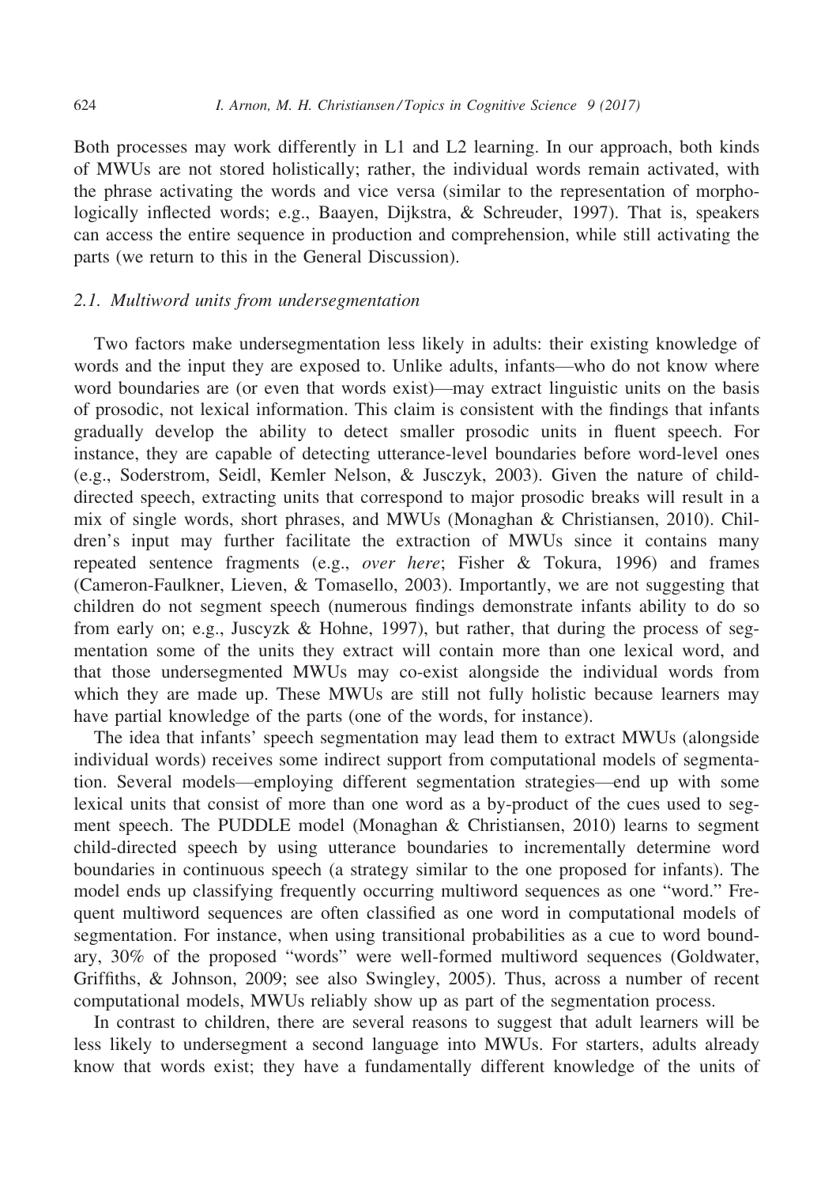Both processes may work differently in L1 and L2 learning. In our approach, both kinds of MWUs are not stored holistically; rather, the individual words remain activated, with the phrase activating the words and vice versa (similar to the representation of morphologically inflected words; e.g., Baayen, Dijkstra, & Schreuder, 1997). That is, speakers can access the entire sequence in production and comprehension, while still activating the parts (we return to this in the General Discussion).

### 2.1. Multiword units from undersegmentation

Two factors make undersegmentation less likely in adults: their existing knowledge of words and the input they are exposed to. Unlike adults, infants—who do not know where word boundaries are (or even that words exist)—may extract linguistic units on the basis of prosodic, not lexical information. This claim is consistent with the findings that infants gradually develop the ability to detect smaller prosodic units in fluent speech. For instance, they are capable of detecting utterance-level boundaries before word-level ones (e.g., Soderstrom, Seidl, Kemler Nelson, & Jusczyk, 2003). Given the nature of child-directed speech, extracting units that correspond to major prosodic breaks will result in a mix of single words, short phrases, and MWUs (Monaghan & Christiansen, 2010). Children's input may further facilitate the extraction of MWUs since it contains many repeated sentence fragments (e.g., *over here*; Fisher & Tokura, 1996) and frames (Cameron-Faulkner, Lieven, & Tomasello, 2003). Importantly, we are not suggesting that children do not segment speech (numerous findings demonstrate infants ability to do so from early on; e.g., Juscyzk & Hohne, 1997), but rather, that during the process of segmentation some of the units they extract will contain more than one lexical word, and that those undersegmented MWUs may co-exist alongside the individual words from which they are made up. These MWUs are still not fully holistic because learners may have partial knowledge of the parts (one of the words, for instance).

The idea that infants' speech segmentation may lead them to extract MWUs (alongside individual words) receives some indirect support from computational models of segmentation. Several models—employing different segmentation strategies—end up with some lexical units that consist of more than one word as a by-product of the cues used to segment speech. The PUDDLE model (Monaghan & Christiansen, 2010) learns to segment child-directed speech by using utterance boundaries to incrementally determine word boundaries in continuous speech (a strategy similar to the one proposed for infants). The model ends up classifying frequently occurring multiword sequences as one "word." Frequent multiword sequences are often classified as one word in computational models of segmentation. For instance, when using transitional probabilities as a cue to word boundary, 30% of the proposed "words" were well-formed multiword sequences (Goldwater, Griffiths, & Johnson, 2009; see also Swingley, 2005). Thus, across a number of recent computational models, MWUs reliably show up as part of the segmentation process.

In contrast to children, there are several reasons to suggest that adult learners will be less likely to undersegment a second language into MWUs. For starters, adults already know that words exist; they have a fundamentally different knowledge of the units of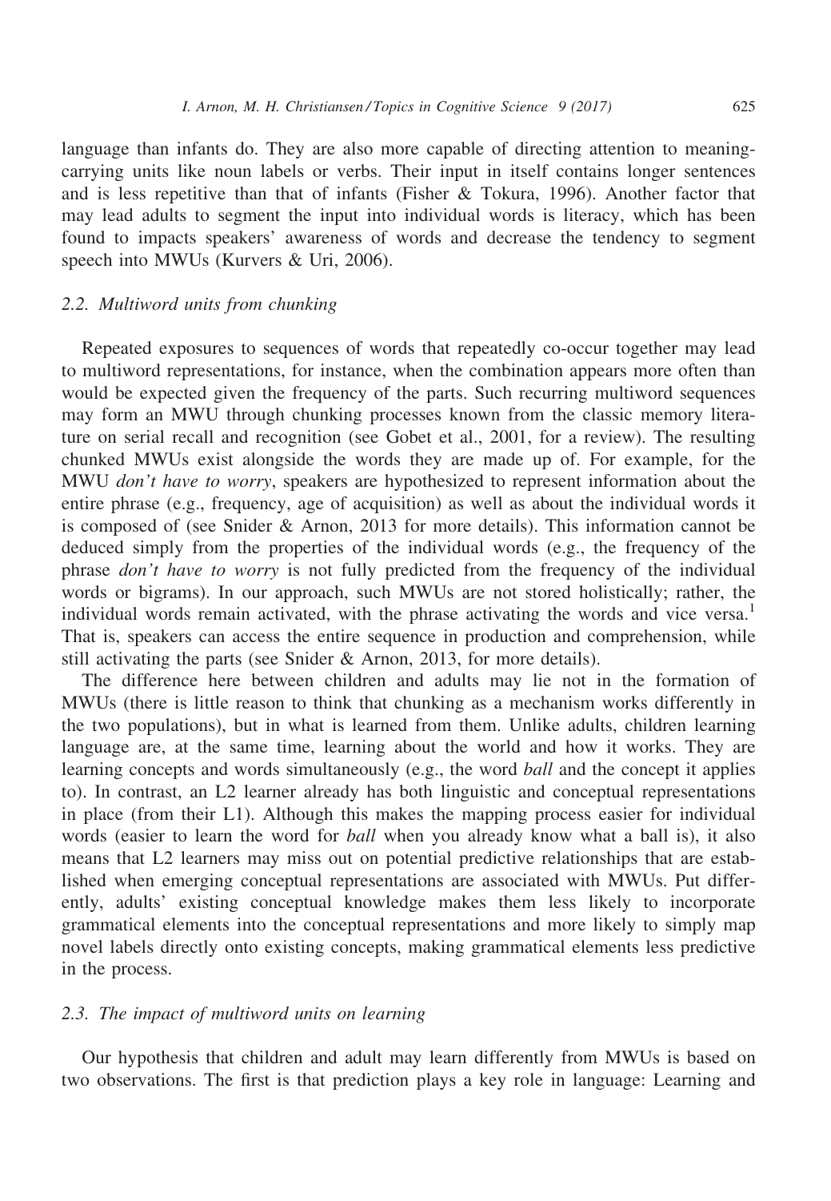language than infants do. They are also more capable of directing attention to meaning-carrying units like noun labels or verbs. Their input in itself contains longer sentences and is less repetitive than that of infants (Fisher & Tokura, 1996). Another factor that may lead adults to segment the input into individual words is literacy, which has been found to impacts speakers' awareness of words and decrease the tendency to segment speech into MWUs (Kurvers & Uri, 2006).

### 2.2. Multiword units from chunking

Repeated exposures to sequences of words that repeatedly co-occur together may lead to multiword representations, for instance, when the combination appears more often than would be expected given the frequency of the parts. Such recurring multiword sequences may form an MWU through chunking processes known from the classic memory literature on serial recall and recognition (see Gobet et al., 2001, for a review). The resulting chunked MWUs exist alongside the words they are made up of. For example, for the MWU *don't have to worry*, speakers are hypothesized to represent information about the entire phrase (e.g., frequency, age of acquisition) as well as about the individual words it is composed of (see Snider & Arnon, 2013 for more details). This information cannot be deduced simply from the properties of the individual words (e.g., the frequency of the phrase *don't have to worry* is not fully predicted from the frequency of the individual words or bigrams). In our approach, such MWUs are not stored holistically; rather, the individual words remain activated, with the phrase activating the words and vice versa.[1] That is, speakers can access the entire sequence in production and comprehension, while still activating the parts (see Snider & Arnon, 2013, for more details).

The difference here between children and adults may lie not in the formation of MWUs (there is little reason to think that chunking as a mechanism works differently in the two populations), but in what is learned from them. Unlike adults, children learning language are, at the same time, learning about the world and how it works. They are learning concepts and words simultaneously (e.g., the word *ball* and the concept it applies to). In contrast, an L2 learner already has both linguistic and conceptual representations in place (from their L1). Although this makes the mapping process easier for individual words (easier to learn the word for *ball* when you already know what a ball is), it also means that L2 learners may miss out on potential predictive relationships that are established when emerging conceptual representations are associated with MWUs. Put differently, adults' existing conceptual knowledge makes them less likely to incorporate grammatical elements into the conceptual representations and more likely to simply map novel labels directly onto existing concepts, making grammatical elements less predictive in the process.

### 2.3. The impact of multiword units on learning

Our hypothesis that children and adult may learn differently from MWUs is based on two observations. The first is that prediction plays a key role in language: Learning and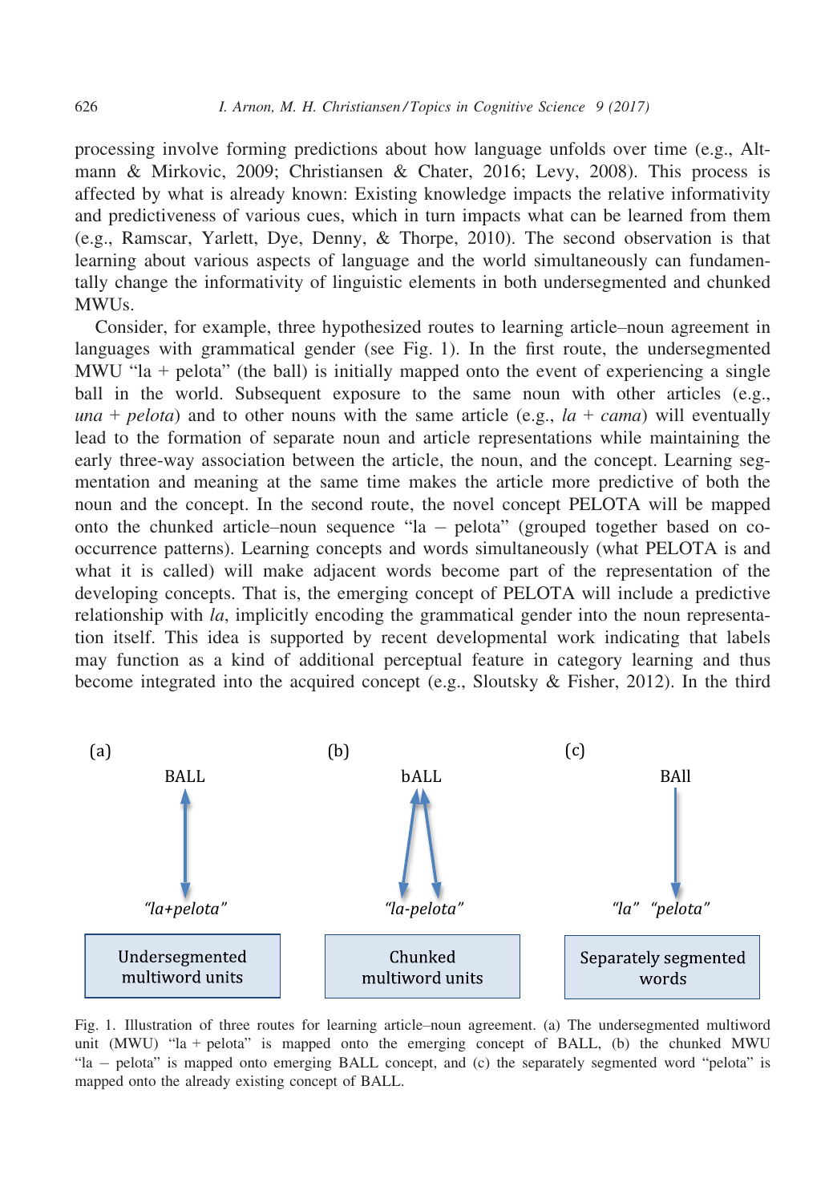processing involve forming predictions about how language unfolds over time (e.g., Altmann & Mirkovic, 2009; Christiansen & Chater, 2016; Levy, 2008). This process is affected by what is already known: Existing knowledge impacts the relative informativity and predictiveness of various cues, which in turn impacts what can be learned from them (e.g., Ramscar, Yarlett, Dye, Denny, & Thorpe, 2010). The second observation is that learning about various aspects of language and the world simultaneously can fundamentally change the informativity of linguistic elements in both undersegmented and chunked MWUs.

Consider, for example, three hypothesized routes to learning article–noun agreement in languages with grammatical gender (see Fig. 1). In the first route, the undersegmented MWU "la + pelota" (the ball) is initially mapped onto the event of experiencing a single ball in the world. Subsequent exposure to the same noun with other articles (e.g., *una* + *pelota*) and to other nouns with the same article (e.g., *la* + *cama*) will eventually lead to the formation of separate noun and article representations while maintaining the early three-way association between the article, the noun, and the concept. Learning segmentation and meaning at the same time makes the article more predictive of both the noun and the concept. In the second route, the novel concept PELOTA will be mapped onto the chunked article–noun sequence "la – pelota" (grouped together based on co-occurrence patterns). Learning concepts and words simultaneously (what PELOTA is and what it is called) will make adjacent words become part of the representation of the developing concepts. That is, the emerging concept of PELOTA will include a predictive relationship with *la*, implicitly encoding the grammatical gender into the noun representation itself. This idea is supported by recent developmental work indicating that labels may function as a kind of additional perceptual feature in category learning and thus become integrated into the acquired concept (e.g., Sloutsky & Fisher, 2012). In the third

(a) BALL ↕ *"la+pelota"* — Undersegmented multiword units

(b) bALL ⇅ *"la-pelota"* — Chunked multiword units

(c) BAll ↓ *"la" "pelota"* — Separately segmented words

Fig. 1. Illustration of three routes for learning article–noun agreement. (a) The undersegmented multiword unit (MWU) "la + pelota" is mapped onto the emerging concept of BALL, (b) the chunked MWU "la – pelota" is mapped onto emerging BALL concept, and (c) the separately segmented word "pelota" is mapped onto the already existing concept of BALL.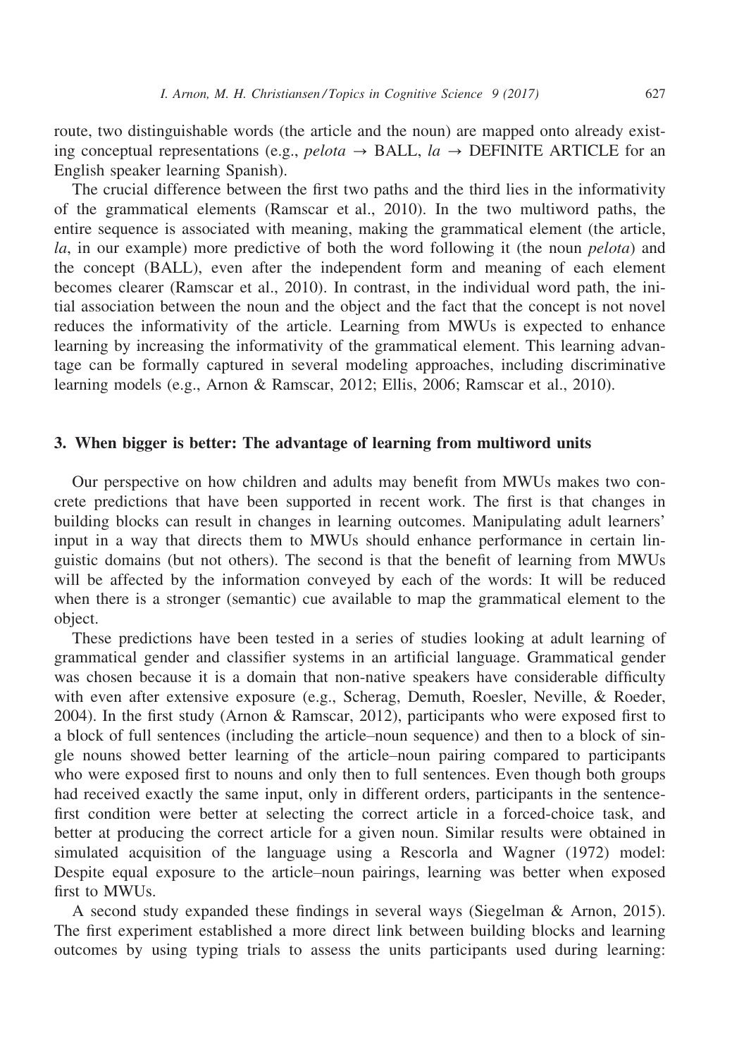route, two distinguishable words (the article and the noun) are mapped onto already existing conceptual representations (e.g., *pelota* → BALL, *la* → DEFINITE ARTICLE for an English speaker learning Spanish).

The crucial difference between the first two paths and the third lies in the informativity of the grammatical elements (Ramscar et al., 2010). In the two multiword paths, the entire sequence is associated with meaning, making the grammatical element (the article, *la*, in our example) more predictive of both the word following it (the noun *pelota*) and the concept (BALL), even after the independent form and meaning of each element becomes clearer (Ramscar et al., 2010). In contrast, in the individual word path, the initial association between the noun and the object and the fact that the concept is not novel reduces the informativity of the article. Learning from MWUs is expected to enhance learning by increasing the informativity of the grammatical element. This learning advantage can be formally captured in several modeling approaches, including discriminative learning models (e.g., Arnon & Ramscar, 2012; Ellis, 2006; Ramscar et al., 2010).

## 3. When bigger is better: The advantage of learning from multiword units

Our perspective on how children and adults may benefit from MWUs makes two concrete predictions that have been supported in recent work. The first is that changes in building blocks can result in changes in learning outcomes. Manipulating adult learners' input in a way that directs them to MWUs should enhance performance in certain linguistic domains (but not others). The second is that the benefit of learning from MWUs will be affected by the information conveyed by each of the words: It will be reduced when there is a stronger (semantic) cue available to map the grammatical element to the object.

These predictions have been tested in a series of studies looking at adult learning of grammatical gender and classifier systems in an artificial language. Grammatical gender was chosen because it is a domain that non-native speakers have considerable difficulty with even after extensive exposure (e.g., Scherag, Demuth, Roesler, Neville, & Roeder, 2004). In the first study (Arnon & Ramscar, 2012), participants who were exposed first to a block of full sentences (including the article–noun sequence) and then to a block of single nouns showed better learning of the article–noun pairing compared to participants who were exposed first to nouns and only then to full sentences. Even though both groups had received exactly the same input, only in different orders, participants in the sentence-first condition were better at selecting the correct article in a forced-choice task, and better at producing the correct article for a given noun. Similar results were obtained in simulated acquisition of the language using a Rescorla and Wagner (1972) model: Despite equal exposure to the article–noun pairings, learning was better when exposed first to MWUs.

A second study expanded these findings in several ways (Siegelman & Arnon, 2015). The first experiment established a more direct link between building blocks and learning outcomes by using typing trials to assess the units participants used during learning: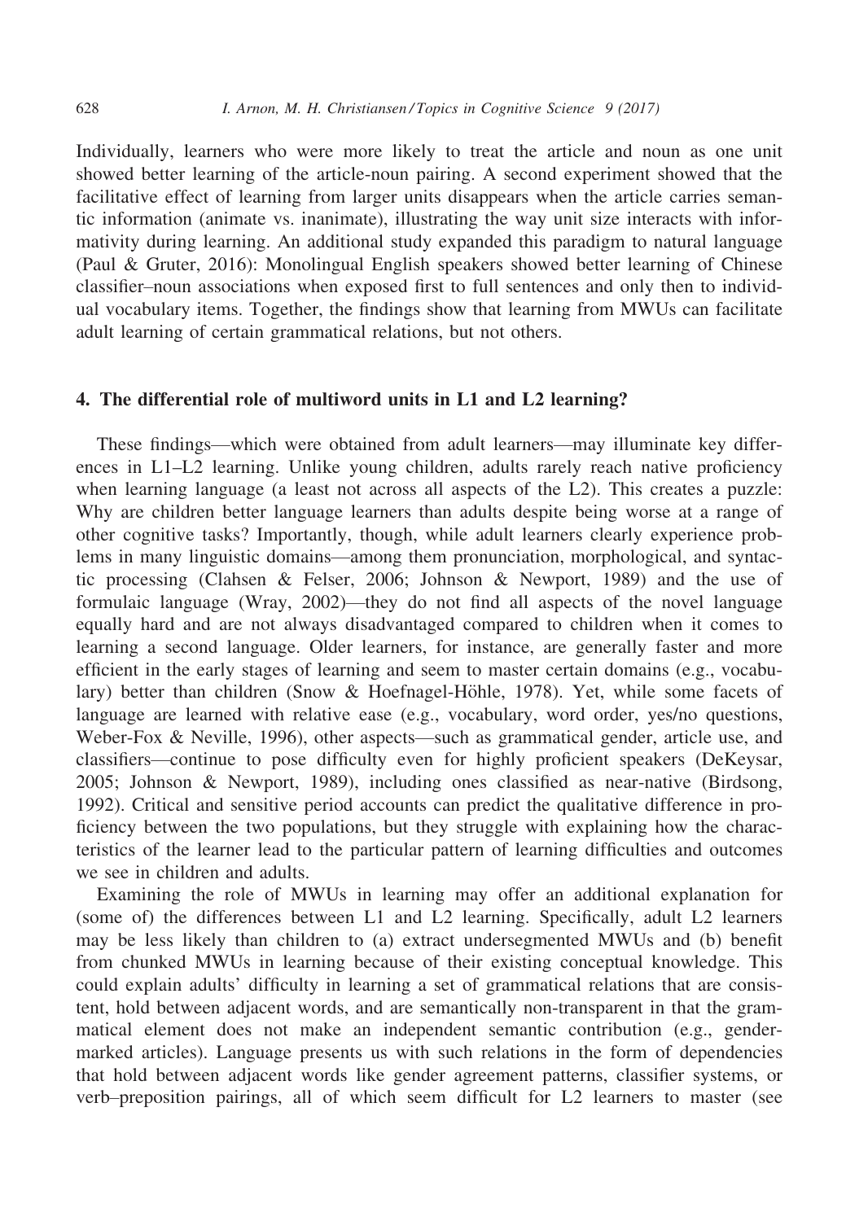Individually, learners who were more likely to treat the article and noun as one unit showed better learning of the article-noun pairing. A second experiment showed that the facilitative effect of learning from larger units disappears when the article carries semantic information (animate vs. inanimate), illustrating the way unit size interacts with informativity during learning. An additional study expanded this paradigm to natural language (Paul & Gruter, 2016): Monolingual English speakers showed better learning of Chinese classifier–noun associations when exposed first to full sentences and only then to individual vocabulary items. Together, the findings show that learning from MWUs can facilitate adult learning of certain grammatical relations, but not others.

## 4. The differential role of multiword units in L1 and L2 learning?

These findings—which were obtained from adult learners—may illuminate key differences in L1–L2 learning. Unlike young children, adults rarely reach native proficiency when learning language (a least not across all aspects of the L2). This creates a puzzle: Why are children better language learners than adults despite being worse at a range of other cognitive tasks? Importantly, though, while adult learners clearly experience problems in many linguistic domains—among them pronunciation, morphological, and syntactic processing (Clahsen & Felser, 2006; Johnson & Newport, 1989) and the use of formulaic language (Wray, 2002)—they do not find all aspects of the novel language equally hard and are not always disadvantaged compared to children when it comes to learning a second language. Older learners, for instance, are generally faster and more efficient in the early stages of learning and seem to master certain domains (e.g., vocabulary) better than children (Snow & Hoefnagel-Höhle, 1978). Yet, while some facets of language are learned with relative ease (e.g., vocabulary, word order, yes/no questions, Weber-Fox & Neville, 1996), other aspects—such as grammatical gender, article use, and classifiers—continue to pose difficulty even for highly proficient speakers (DeKeysar, 2005; Johnson & Newport, 1989), including ones classified as near-native (Birdsong, 1992). Critical and sensitive period accounts can predict the qualitative difference in proficiency between the two populations, but they struggle with explaining how the characteristics of the learner lead to the particular pattern of learning difficulties and outcomes we see in children and adults.

Examining the role of MWUs in learning may offer an additional explanation for (some of) the differences between L1 and L2 learning. Specifically, adult L2 learners may be less likely than children to (a) extract undersegmented MWUs and (b) benefit from chunked MWUs in learning because of their existing conceptual knowledge. This could explain adults' difficulty in learning a set of grammatical relations that are consistent, hold between adjacent words, and are semantically non-transparent in that the grammatical element does not make an independent semantic contribution (e.g., gender-marked articles). Language presents us with such relations in the form of dependencies that hold between adjacent words like gender agreement patterns, classifier systems, or verb–preposition pairings, all of which seem difficult for L2 learners to master (see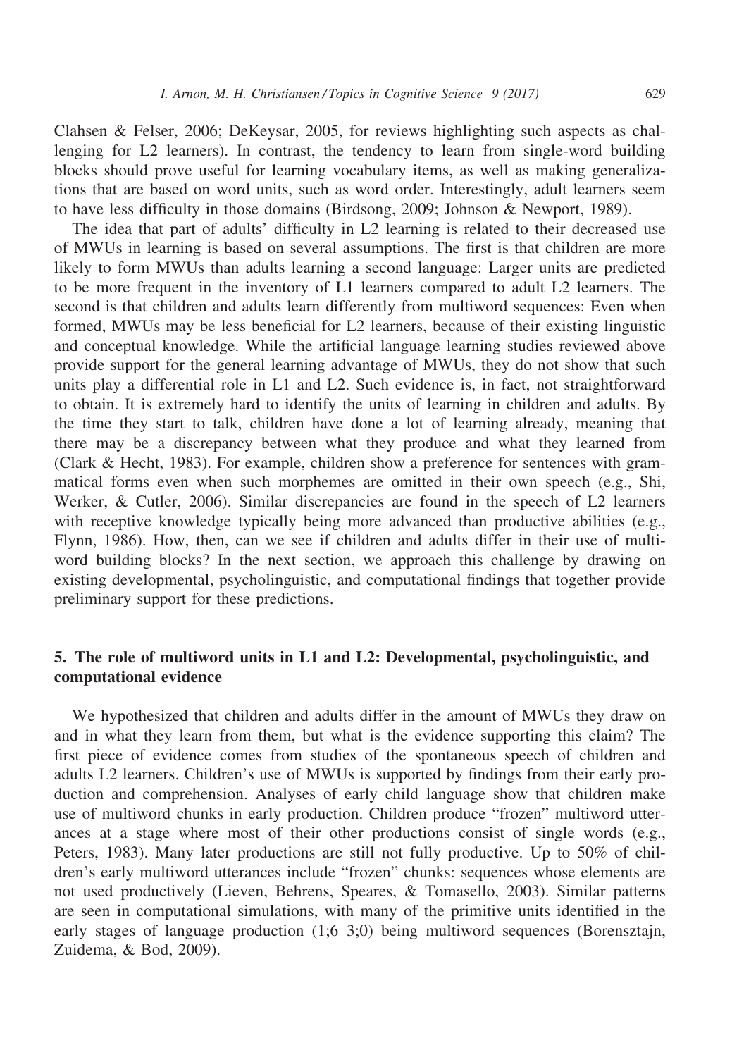Clahsen & Felser, 2006; DeKeysar, 2005, for reviews highlighting such aspects as challenging for L2 learners). In contrast, the tendency to learn from single-word building blocks should prove useful for learning vocabulary items, as well as making generalizations that are based on word units, such as word order. Interestingly, adult learners seem to have less difficulty in those domains (Birdsong, 2009; Johnson & Newport, 1989).

The idea that part of adults' difficulty in L2 learning is related to their decreased use of MWUs in learning is based on several assumptions. The first is that children are more likely to form MWUs than adults learning a second language: Larger units are predicted to be more frequent in the inventory of L1 learners compared to adult L2 learners. The second is that children and adults learn differently from multiword sequences: Even when formed, MWUs may be less beneficial for L2 learners, because of their existing linguistic and conceptual knowledge. While the artificial language learning studies reviewed above provide support for the general learning advantage of MWUs, they do not show that such units play a differential role in L1 and L2. Such evidence is, in fact, not straightforward to obtain. It is extremely hard to identify the units of learning in children and adults. By the time they start to talk, children have done a lot of learning already, meaning that there may be a discrepancy between what they produce and what they learned from (Clark & Hecht, 1983). For example, children show a preference for sentences with grammatical forms even when such morphemes are omitted in their own speech (e.g., Shi, Werker, & Cutler, 2006). Similar discrepancies are found in the speech of L2 learners with receptive knowledge typically being more advanced than productive abilities (e.g., Flynn, 1986). How, then, can we see if children and adults differ in their use of multiword building blocks? In the next section, we approach this challenge by drawing on existing developmental, psycholinguistic, and computational findings that together provide preliminary support for these predictions.

## 5. The role of multiword units in L1 and L2: Developmental, psycholinguistic, and computational evidence

We hypothesized that children and adults differ in the amount of MWUs they draw on and in what they learn from them, but what is the evidence supporting this claim? The first piece of evidence comes from studies of the spontaneous speech of children and adults L2 learners. Children's use of MWUs is supported by findings from their early production and comprehension. Analyses of early child language show that children make use of multiword chunks in early production. Children produce "frozen" multiword utterances at a stage where most of their other productions consist of single words (e.g., Peters, 1983). Many later productions are still not fully productive. Up to 50% of children's early multiword utterances include "frozen" chunks: sequences whose elements are not used productively (Lieven, Behrens, Speares, & Tomasello, 2003). Similar patterns are seen in computational simulations, with many of the primitive units identified in the early stages of language production (1;6–3;0) being multiword sequences (Borensztajn, Zuidema, & Bod, 2009).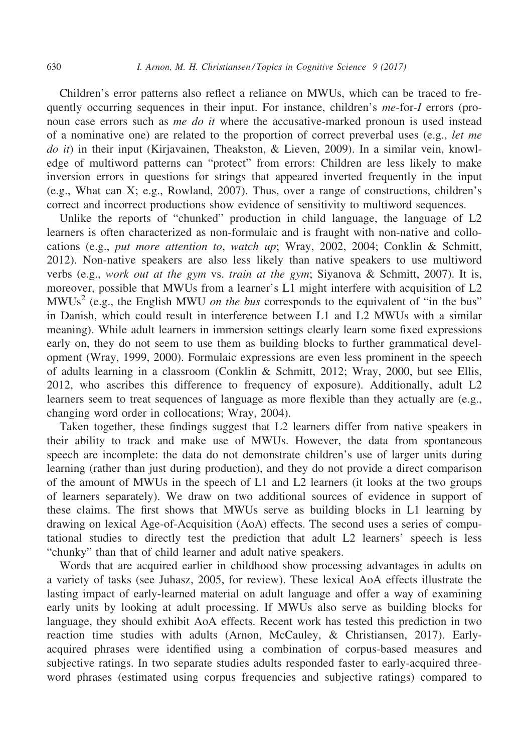Children's error patterns also reflect a reliance on MWUs, which can be traced to frequently occurring sequences in their input. For instance, children's *me*-for-*I* errors (pronoun case errors such as *me do it* where the accusative-marked pronoun is used instead of a nominative one) are related to the proportion of correct preverbal uses (e.g., *let me do it*) in their input (Kirjavainen, Theakston, & Lieven, 2009). In a similar vein, knowledge of multiword patterns can "protect" from errors: Children are less likely to make inversion errors in questions for strings that appeared inverted frequently in the input (e.g., What can X; e.g., Rowland, 2007). Thus, over a range of constructions, children's correct and incorrect productions show evidence of sensitivity to multiword sequences.

Unlike the reports of "chunked" production in child language, the language of L2 learners is often characterized as non-formulaic and is fraught with non-native and collocations (e.g., *put more attention to*, *watch up*; Wray, 2002, 2004; Conklin & Schmitt, 2012). Non-native speakers are also less likely than native speakers to use multiword verbs (e.g., *work out at the gym* vs. *train at the gym*; Siyanova & Schmitt, 2007). It is, moreover, possible that MWUs from a learner's L1 might interfere with acquisition of L2 MWUs[2] (e.g., the English MWU *on the bus* corresponds to the equivalent of "in the bus" in Danish, which could result in interference between L1 and L2 MWUs with a similar meaning). While adult learners in immersion settings clearly learn some fixed expressions early on, they do not seem to use them as building blocks to further grammatical development (Wray, 1999, 2000). Formulaic expressions are even less prominent in the speech of adults learning in a classroom (Conklin & Schmitt, 2012; Wray, 2000, but see Ellis, 2012, who ascribes this difference to frequency of exposure). Additionally, adult L2 learners seem to treat sequences of language as more flexible than they actually are (e.g., changing word order in collocations; Wray, 2004).

Taken together, these findings suggest that L2 learners differ from native speakers in their ability to track and make use of MWUs. However, the data from spontaneous speech are incomplete: the data do not demonstrate children's use of larger units during learning (rather than just during production), and they do not provide a direct comparison of the amount of MWUs in the speech of L1 and L2 learners (it looks at the two groups of learners separately). We draw on two additional sources of evidence in support of these claims. The first shows that MWUs serve as building blocks in L1 learning by drawing on lexical Age-of-Acquisition (AoA) effects. The second uses a series of computational studies to directly test the prediction that adult L2 learners' speech is less "chunky" than that of child learner and adult native speakers.

Words that are acquired earlier in childhood show processing advantages in adults on a variety of tasks (see Juhasz, 2005, for review). These lexical AoA effects illustrate the lasting impact of early-learned material on adult language and offer a way of examining early units by looking at adult processing. If MWUs also serve as building blocks for language, they should exhibit AoA effects. Recent work has tested this prediction in two reaction time studies with adults (Arnon, McCauley, & Christiansen, 2017). Early-acquired phrases were identified using a combination of corpus-based measures and subjective ratings. In two separate studies adults responded faster to early-acquired three-word phrases (estimated using corpus frequencies and subjective ratings) compared to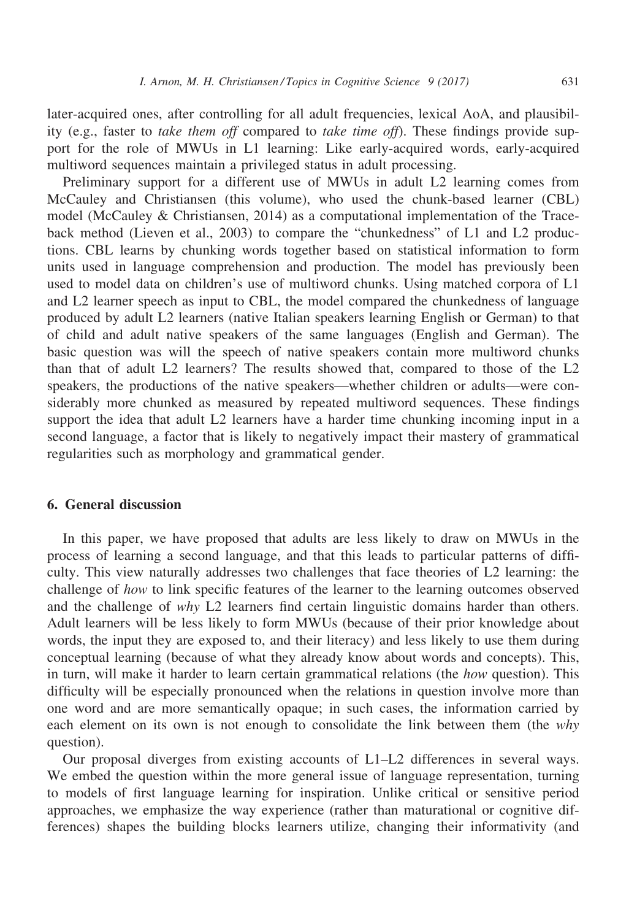later-acquired ones, after controlling for all adult frequencies, lexical AoA, and plausibility (e.g., faster to *take them off* compared to *take time off*). These findings provide support for the role of MWUs in L1 learning: Like early-acquired words, early-acquired multiword sequences maintain a privileged status in adult processing.

Preliminary support for a different use of MWUs in adult L2 learning comes from McCauley and Christiansen (this volume), who used the chunk-based learner (CBL) model (McCauley & Christiansen, 2014) as a computational implementation of the Traceback method (Lieven et al., 2003) to compare the "chunkedness" of L1 and L2 productions. CBL learns by chunking words together based on statistical information to form units used in language comprehension and production. The model has previously been used to model data on children's use of multiword chunks. Using matched corpora of L1 and L2 learner speech as input to CBL, the model compared the chunkedness of language produced by adult L2 learners (native Italian speakers learning English or German) to that of child and adult native speakers of the same languages (English and German). The basic question was will the speech of native speakers contain more multiword chunks than that of adult L2 learners? The results showed that, compared to those of the L2 speakers, the productions of the native speakers—whether children or adults—were considerably more chunked as measured by repeated multiword sequences. These findings support the idea that adult L2 learners have a harder time chunking incoming input in a second language, a factor that is likely to negatively impact their mastery of grammatical regularities such as morphology and grammatical gender.

## 6. General discussion

In this paper, we have proposed that adults are less likely to draw on MWUs in the process of learning a second language, and that this leads to particular patterns of difficulty. This view naturally addresses two challenges that face theories of L2 learning: the challenge of *how* to link specific features of the learner to the learning outcomes observed and the challenge of *why* L2 learners find certain linguistic domains harder than others. Adult learners will be less likely to form MWUs (because of their prior knowledge about words, the input they are exposed to, and their literacy) and less likely to use them during conceptual learning (because of what they already know about words and concepts). This, in turn, will make it harder to learn certain grammatical relations (the *how* question). This difficulty will be especially pronounced when the relations in question involve more than one word and are more semantically opaque; in such cases, the information carried by each element on its own is not enough to consolidate the link between them (the *why* question).

Our proposal diverges from existing accounts of L1–L2 differences in several ways. We embed the question within the more general issue of language representation, turning to models of first language learning for inspiration. Unlike critical or sensitive period approaches, we emphasize the way experience (rather than maturational or cognitive differences) shapes the building blocks learners utilize, changing their informativity (and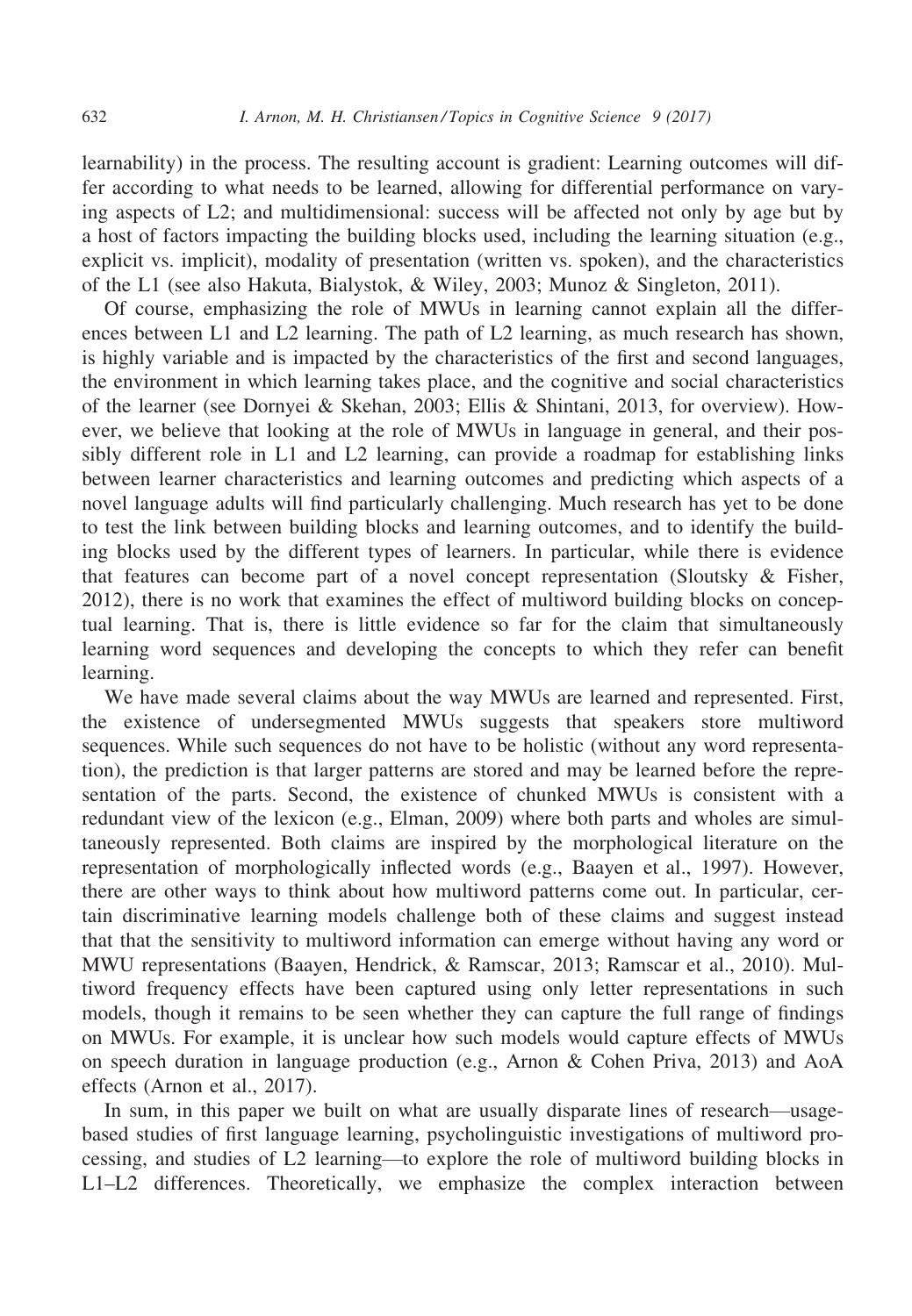learnability) in the process. The resulting account is gradient: Learning outcomes will differ according to what needs to be learned, allowing for differential performance on varying aspects of L2; and multidimensional: success will be affected not only by age but by a host of factors impacting the building blocks used, including the learning situation (e.g., explicit vs. implicit), modality of presentation (written vs. spoken), and the characteristics of the L1 (see also Hakuta, Bialystok, & Wiley, 2003; Munoz & Singleton, 2011).

Of course, emphasizing the role of MWUs in learning cannot explain all the differences between L1 and L2 learning. The path of L2 learning, as much research has shown, is highly variable and is impacted by the characteristics of the first and second languages, the environment in which learning takes place, and the cognitive and social characteristics of the learner (see Dornyei & Skehan, 2003; Ellis & Shintani, 2013, for overview). However, we believe that looking at the role of MWUs in language in general, and their possibly different role in L1 and L2 learning, can provide a roadmap for establishing links between learner characteristics and learning outcomes and predicting which aspects of a novel language adults will find particularly challenging. Much research has yet to be done to test the link between building blocks and learning outcomes, and to identify the building blocks used by the different types of learners. In particular, while there is evidence that features can become part of a novel concept representation (Sloutsky & Fisher, 2012), there is no work that examines the effect of multiword building blocks on conceptual learning. That is, there is little evidence so far for the claim that simultaneously learning word sequences and developing the concepts to which they refer can benefit learning.

We have made several claims about the way MWUs are learned and represented. First, the existence of undersegmented MWUs suggests that speakers store multiword sequences. While such sequences do not have to be holistic (without any word representation), the prediction is that larger patterns are stored and may be learned before the representation of the parts. Second, the existence of chunked MWUs is consistent with a redundant view of the lexicon (e.g., Elman, 2009) where both parts and wholes are simultaneously represented. Both claims are inspired by the morphological literature on the representation of morphologically inflected words (e.g., Baayen et al., 1997). However, there are other ways to think about how multiword patterns come out. In particular, certain discriminative learning models challenge both of these claims and suggest instead that that the sensitivity to multiword information can emerge without having any word or MWU representations (Baayen, Hendrick, & Ramscar, 2013; Ramscar et al., 2010). Multiword frequency effects have been captured using only letter representations in such models, though it remains to be seen whether they can capture the full range of findings on MWUs. For example, it is unclear how such models would capture effects of MWUs on speech duration in language production (e.g., Arnon & Cohen Priva, 2013) and AoA effects (Arnon et al., 2017).

In sum, in this paper we built on what are usually disparate lines of research—usage-based studies of first language learning, psycholinguistic investigations of multiword processing, and studies of L2 learning—to explore the role of multiword building blocks in L1–L2 differences. Theoretically, we emphasize the complex interaction between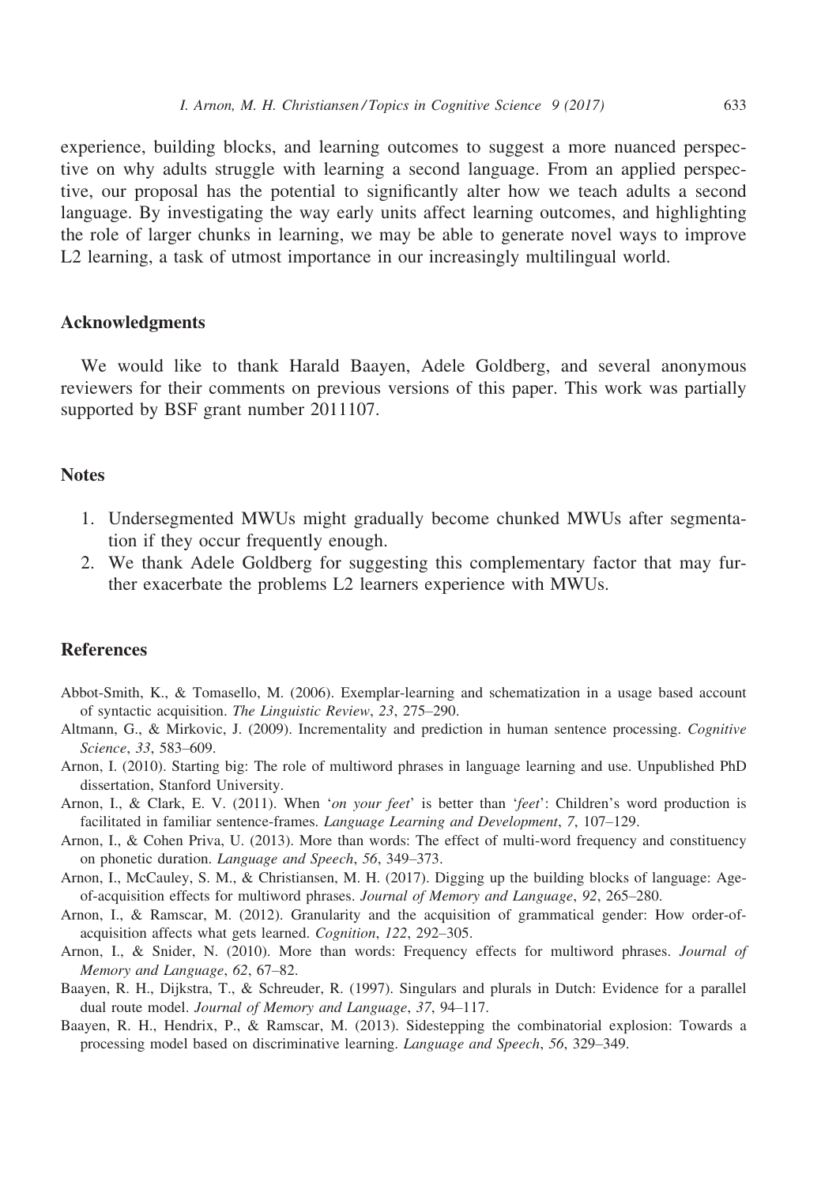experience, building blocks, and learning outcomes to suggest a more nuanced perspective on why adults struggle with learning a second language. From an applied perspective, our proposal has the potential to significantly alter how we teach adults a second language. By investigating the way early units affect learning outcomes, and highlighting the role of larger chunks in learning, we may be able to generate novel ways to improve L2 learning, a task of utmost importance in our increasingly multilingual world.

## Acknowledgments

We would like to thank Harald Baayen, Adele Goldberg, and several anonymous reviewers for their comments on previous versions of this paper. This work was partially supported by BSF grant number 2011107.

## Notes

1. Undersegmented MWUs might gradually become chunked MWUs after segmentation if they occur frequently enough.
2. We thank Adele Goldberg for suggesting this complementary factor that may further exacerbate the problems L2 learners experience with MWUs.

## References

Abbot-Smith, K., & Tomasello, M. (2006). Exemplar-learning and schematization in a usage based account of syntactic acquisition. *The Linguistic Review*, *23*, 275–290.

Altmann, G., & Mirkovic, J. (2009). Incrementality and prediction in human sentence processing. *Cognitive Science*, *33*, 583–609.

Arnon, I. (2010). Starting big: The role of multiword phrases in language learning and use. Unpublished PhD dissertation, Stanford University.

Arnon, I., & Clark, E. V. (2011). When '*on your feet*' is better than '*feet*': Children's word production is facilitated in familiar sentence-frames. *Language Learning and Development*, *7*, 107–129.

Arnon, I., & Cohen Priva, U. (2013). More than words: The effect of multi-word frequency and constituency on phonetic duration. *Language and Speech*, *56*, 349–373.

Arnon, I., McCauley, S. M., & Christiansen, M. H. (2017). Digging up the building blocks of language: Age-of-acquisition effects for multiword phrases. *Journal of Memory and Language*, *92*, 265–280.

Arnon, I., & Ramscar, M. (2012). Granularity and the acquisition of grammatical gender: How order-of-acquisition affects what gets learned. *Cognition*, *122*, 292–305.

Arnon, I., & Snider, N. (2010). More than words: Frequency effects for multiword phrases. *Journal of Memory and Language*, *62*, 67–82.

Baayen, R. H., Dijkstra, T., & Schreuder, R. (1997). Singulars and plurals in Dutch: Evidence for a parallel dual route model. *Journal of Memory and Language*, *37*, 94–117.

Baayen, R. H., Hendrix, P., & Ramscar, M. (2013). Sidestepping the combinatorial explosion: Towards a processing model based on discriminative learning. *Language and Speech*, *56*, 329–349.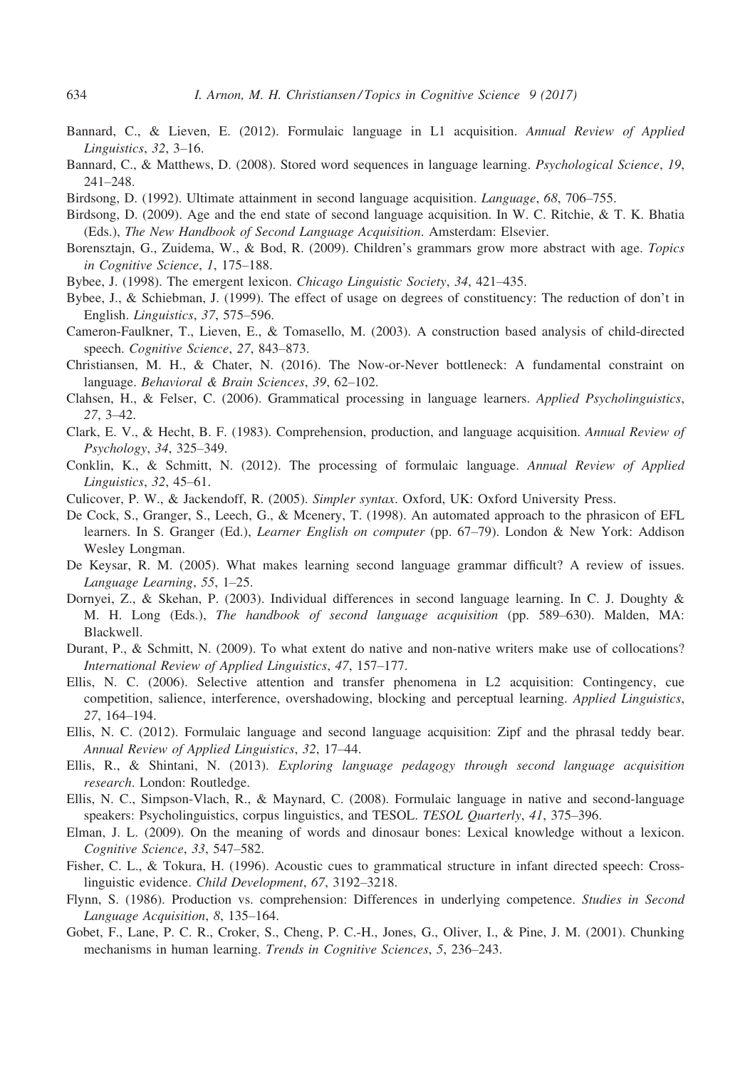Bannard, C., & Lieven, E. (2012). Formulaic language in L1 acquisition. *Annual Review of Applied Linguistics*, *32*, 3–16.

Bannard, C., & Matthews, D. (2008). Stored word sequences in language learning. *Psychological Science*, *19*, 241–248.

Birdsong, D. (1992). Ultimate attainment in second language acquisition. *Language*, *68*, 706–755.

Birdsong, D. (2009). Age and the end state of second language acquisition. In W. C. Ritchie, & T. K. Bhatia (Eds.), *The New Handbook of Second Language Acquisition*. Amsterdam: Elsevier.

Borensztajn, G., Zuidema, W., & Bod, R. (2009). Children's grammars grow more abstract with age. *Topics in Cognitive Science*, *1*, 175–188.

Bybee, J. (1998). The emergent lexicon. *Chicago Linguistic Society*, *34*, 421–435.

Bybee, J., & Schiebman, J. (1999). The effect of usage on degrees of constituency: The reduction of don't in English. *Linguistics*, *37*, 575–596.

Cameron-Faulkner, T., Lieven, E., & Tomasello, M. (2003). A construction based analysis of child-directed speech. *Cognitive Science*, *27*, 843–873.

Christiansen, M. H., & Chater, N. (2016). The Now-or-Never bottleneck: A fundamental constraint on language. *Behavioral & Brain Sciences*, *39*, 62–102.

Clahsen, H., & Felser, C. (2006). Grammatical processing in language learners. *Applied Psycholinguistics*, *27*, 3–42.

Clark, E. V., & Hecht, B. F. (1983). Comprehension, production, and language acquisition. *Annual Review of Psychology*, *34*, 325–349.

Conklin, K., & Schmitt, N. (2012). The processing of formulaic language. *Annual Review of Applied Linguistics*, *32*, 45–61.

Culicover, P. W., & Jackendoff, R. (2005). *Simpler syntax*. Oxford, UK: Oxford University Press.

De Cock, S., Granger, S., Leech, G., & Mcenery, T. (1998). An automated approach to the phrasicon of EFL learners. In S. Granger (Ed.), *Learner English on computer* (pp. 67–79). London & New York: Addison Wesley Longman.

De Keysar, R. M. (2005). What makes learning second language grammar difficult? A review of issues. *Language Learning*, *55*, 1–25.

Dornyei, Z., & Skehan, P. (2003). Individual differences in second language learning. In C. J. Doughty & M. H. Long (Eds.), *The handbook of second language acquisition* (pp. 589–630). Malden, MA: Blackwell.

Durant, P., & Schmitt, N. (2009). To what extent do native and non-native writers make use of collocations? *International Review of Applied Linguistics*, *47*, 157–177.

Ellis, N. C. (2006). Selective attention and transfer phenomena in L2 acquisition: Contingency, cue competition, salience, interference, overshadowing, blocking and perceptual learning. *Applied Linguistics*, *27*, 164–194.

Ellis, N. C. (2012). Formulaic language and second language acquisition: Zipf and the phrasal teddy bear. *Annual Review of Applied Linguistics*, *32*, 17–44.

Ellis, R., & Shintani, N. (2013). *Exploring language pedagogy through second language acquisition research*. London: Routledge.

Ellis, N. C., Simpson-Vlach, R., & Maynard, C. (2008). Formulaic language in native and second-language speakers: Psycholinguistics, corpus linguistics, and TESOL. *TESOL Quarterly*, *41*, 375–396.

Elman, J. L. (2009). On the meaning of words and dinosaur bones: Lexical knowledge without a lexicon. *Cognitive Science*, *33*, 547–582.

Fisher, C. L., & Tokura, H. (1996). Acoustic cues to grammatical structure in infant directed speech: Cross-linguistic evidence. *Child Development*, *67*, 3192–3218.

Flynn, S. (1986). Production vs. comprehension: Differences in underlying competence. *Studies in Second Language Acquisition*, *8*, 135–164.

Gobet, F., Lane, P. C. R., Croker, S., Cheng, P. C.-H., Jones, G., Oliver, I., & Pine, J. M. (2001). Chunking mechanisms in human learning. *Trends in Cognitive Sciences*, *5*, 236–243.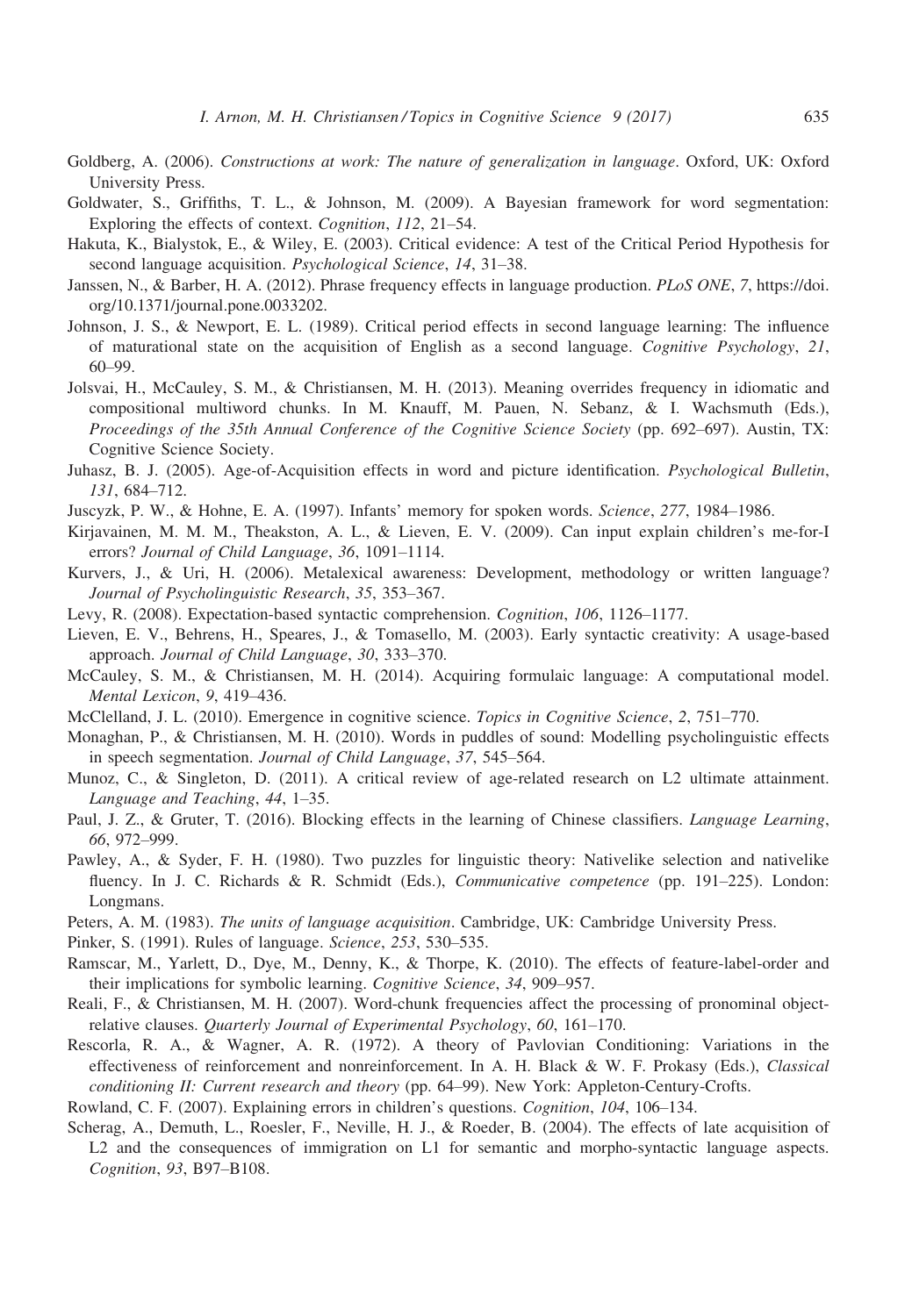Goldberg, A. (2006). *Constructions at work: The nature of generalization in language*. Oxford, UK: Oxford University Press.

Goldwater, S., Griffiths, T. L., & Johnson, M. (2009). A Bayesian framework for word segmentation: Exploring the effects of context. *Cognition*, *112*, 21–54.

Hakuta, K., Bialystok, E., & Wiley, E. (2003). Critical evidence: A test of the Critical Period Hypothesis for second language acquisition. *Psychological Science*, *14*, 31–38.

Janssen, N., & Barber, H. A. (2012). Phrase frequency effects in language production. *PLoS ONE*, *7*, https://doi.org/10.1371/journal.pone.0033202.

Johnson, J. S., & Newport, E. L. (1989). Critical period effects in second language learning: The influence of maturational state on the acquisition of English as a second language. *Cognitive Psychology*, *21*, 60–99.

Jolsvai, H., McCauley, S. M., & Christiansen, M. H. (2013). Meaning overrides frequency in idiomatic and compositional multiword chunks. In M. Knauff, M. Pauen, N. Sebanz, & I. Wachsmuth (Eds.), *Proceedings of the 35th Annual Conference of the Cognitive Science Society* (pp. 692–697). Austin, TX: Cognitive Science Society.

Juhasz, B. J. (2005). Age-of-Acquisition effects in word and picture identification. *Psychological Bulletin*, *131*, 684–712.

Juscyzk, P. W., & Hohne, E. A. (1997). Infants' memory for spoken words. *Science*, *277*, 1984–1986.

Kirjavainen, M. M. M., Theakston, A. L., & Lieven, E. V. (2009). Can input explain children's me-for-I errors? *Journal of Child Language*, *36*, 1091–1114.

Kurvers, J., & Uri, H. (2006). Metalexical awareness: Development, methodology or written language? *Journal of Psycholinguistic Research*, *35*, 353–367.

Levy, R. (2008). Expectation-based syntactic comprehension. *Cognition*, *106*, 1126–1177.

Lieven, E. V., Behrens, H., Speares, J., & Tomasello, M. (2003). Early syntactic creativity: A usage-based approach. *Journal of Child Language*, *30*, 333–370.

McCauley, S. M., & Christiansen, M. H. (2014). Acquiring formulaic language: A computational model. *Mental Lexicon*, *9*, 419–436.

McClelland, J. L. (2010). Emergence in cognitive science. *Topics in Cognitive Science*, *2*, 751–770.

Monaghan, P., & Christiansen, M. H. (2010). Words in puddles of sound: Modelling psycholinguistic effects in speech segmentation. *Journal of Child Language*, *37*, 545–564.

Munoz, C., & Singleton, D. (2011). A critical review of age-related research on L2 ultimate attainment. *Language and Teaching*, *44*, 1–35.

Paul, J. Z., & Gruter, T. (2016). Blocking effects in the learning of Chinese classifiers. *Language Learning*, *66*, 972–999.

Pawley, A., & Syder, F. H. (1980). Two puzzles for linguistic theory: Nativelike selection and nativelike fluency. In J. C. Richards & R. Schmidt (Eds.), *Communicative competence* (pp. 191–225). London: Longmans.

Peters, A. M. (1983). *The units of language acquisition*. Cambridge, UK: Cambridge University Press.

Pinker, S. (1991). Rules of language. *Science*, *253*, 530–535.

Ramscar, M., Yarlett, D., Dye, M., Denny, K., & Thorpe, K. (2010). The effects of feature-label-order and their implications for symbolic learning. *Cognitive Science*, *34*, 909–957.

Reali, F., & Christiansen, M. H. (2007). Word-chunk frequencies affect the processing of pronominal object-relative clauses. *Quarterly Journal of Experimental Psychology*, *60*, 161–170.

Rescorla, R. A., & Wagner, A. R. (1972). A theory of Pavlovian Conditioning: Variations in the effectiveness of reinforcement and nonreinforcement. In A. H. Black & W. F. Prokasy (Eds.), *Classical conditioning II: Current research and theory* (pp. 64–99). New York: Appleton-Century-Crofts.

Rowland, C. F. (2007). Explaining errors in children's questions. *Cognition*, *104*, 106–134.

Scherag, A., Demuth, L., Roesler, F., Neville, H. J., & Roeder, B. (2004). The effects of late acquisition of L2 and the consequences of immigration on L1 for semantic and morpho-syntactic language aspects. *Cognition*, *93*, B97–B108.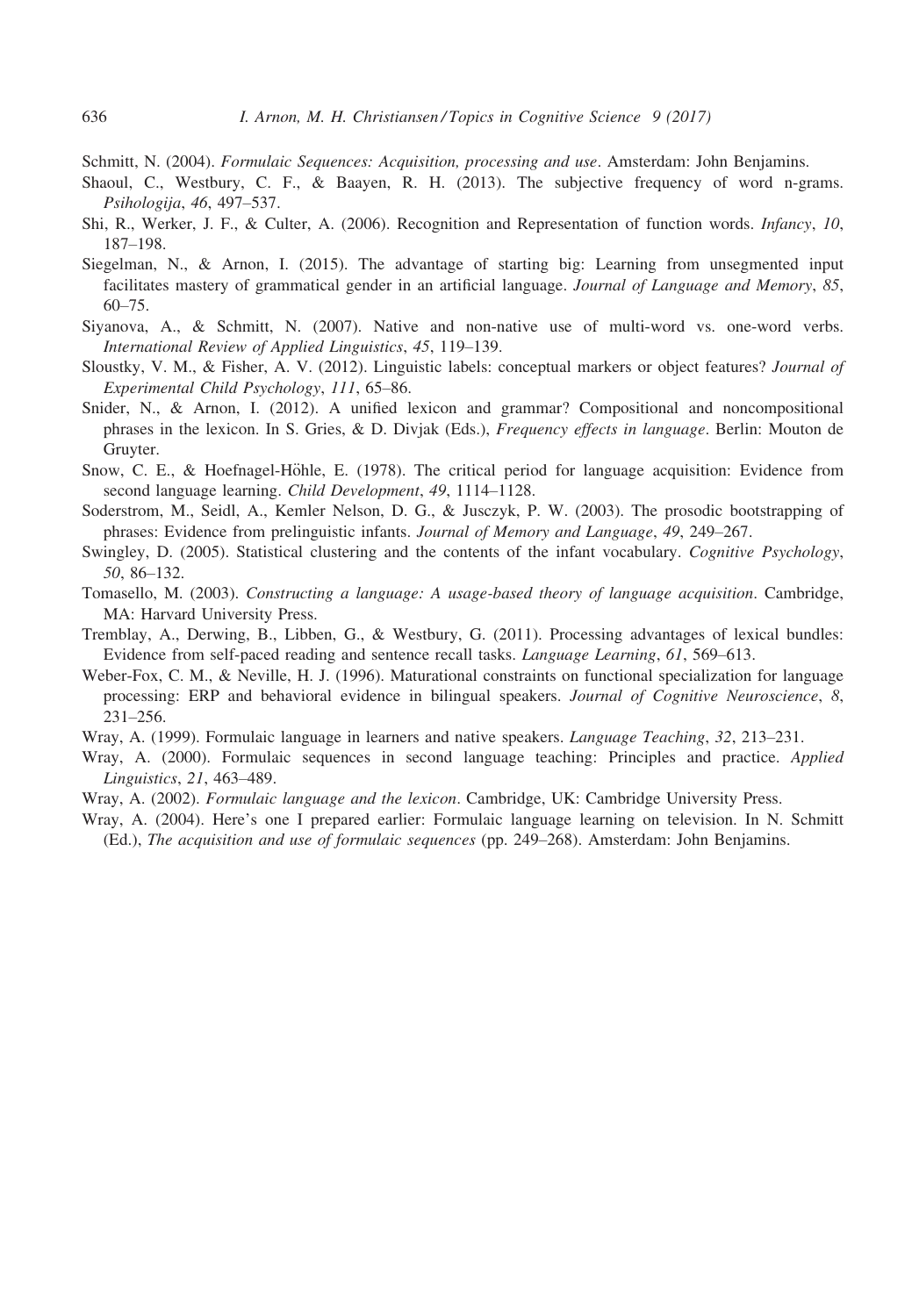Schmitt, N. (2004). *Formulaic Sequences: Acquisition, processing and use*. Amsterdam: John Benjamins.

Shaoul, C., Westbury, C. F., & Baayen, R. H. (2013). The subjective frequency of word n-grams. *Psihologija*, *46*, 497–537.

Shi, R., Werker, J. F., & Culter, A. (2006). Recognition and Representation of function words. *Infancy*, *10*, 187–198.

Siegelman, N., & Arnon, I. (2015). The advantage of starting big: Learning from unsegmented input facilitates mastery of grammatical gender in an artificial language. *Journal of Language and Memory*, *85*, 60–75.

Siyanova, A., & Schmitt, N. (2007). Native and non-native use of multi-word vs. one-word verbs. *International Review of Applied Linguistics*, *45*, 119–139.

Sloustky, V. M., & Fisher, A. V. (2012). Linguistic labels: conceptual markers or object features? *Journal of Experimental Child Psychology*, *111*, 65–86.

Snider, N., & Arnon, I. (2012). A unified lexicon and grammar? Compositional and noncompositional phrases in the lexicon. In S. Gries, & D. Divjak (Eds.), *Frequency effects in language*. Berlin: Mouton de Gruyter.

Snow, C. E., & Hoefnagel-Höhle, E. (1978). The critical period for language acquisition: Evidence from second language learning. *Child Development*, *49*, 1114–1128.

Soderstrom, M., Seidl, A., Kemler Nelson, D. G., & Jusczyk, P. W. (2003). The prosodic bootstrapping of phrases: Evidence from prelinguistic infants. *Journal of Memory and Language*, *49*, 249–267.

Swingley, D. (2005). Statistical clustering and the contents of the infant vocabulary. *Cognitive Psychology*, *50*, 86–132.

Tomasello, M. (2003). *Constructing a language: A usage-based theory of language acquisition*. Cambridge, MA: Harvard University Press.

Tremblay, A., Derwing, B., Libben, G., & Westbury, G. (2011). Processing advantages of lexical bundles: Evidence from self-paced reading and sentence recall tasks. *Language Learning*, *61*, 569–613.

Weber-Fox, C. M., & Neville, H. J. (1996). Maturational constraints on functional specialization for language processing: ERP and behavioral evidence in bilingual speakers. *Journal of Cognitive Neuroscience*, *8*, 231–256.

Wray, A. (1999). Formulaic language in learners and native speakers. *Language Teaching*, *32*, 213–231.

Wray, A. (2000). Formulaic sequences in second language teaching: Principles and practice. *Applied Linguistics*, *21*, 463–489.

Wray, A. (2002). *Formulaic language and the lexicon*. Cambridge, UK: Cambridge University Press.

Wray, A. (2004). Here's one I prepared earlier: Formulaic language learning on television. In N. Schmitt (Ed.), *The acquisition and use of formulaic sequences* (pp. 249–268). Amsterdam: John Benjamins.